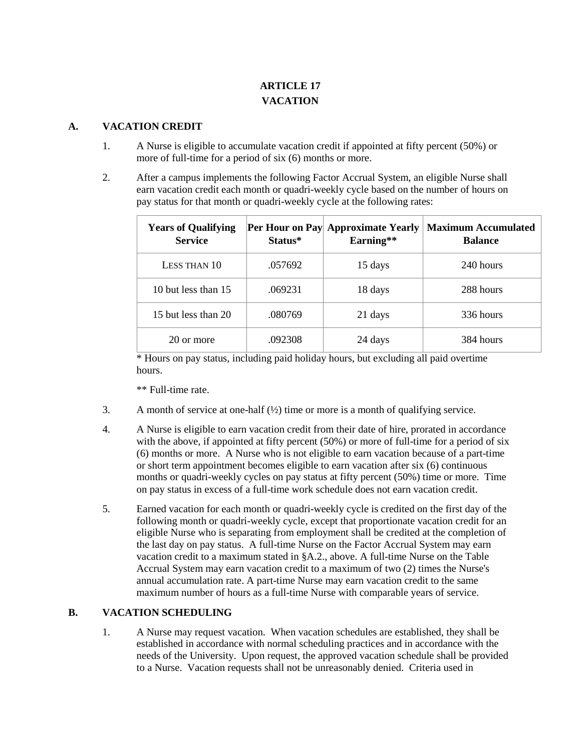# ARTICLE 17
# VACATION

## A. VACATION CREDIT

1. A Nurse is eligible to accumulate vacation credit if appointed at fifty percent (50%) or more of full-time for a period of six (6) months or more.

2. After a campus implements the following Factor Accrual System, an eligible Nurse shall earn vacation credit each month or quadri-weekly cycle based on the number of hours on pay status for that month or quadri-weekly cycle at the following rates:

| Years of Qualifying Service | Per Hour on Pay Status* | Approximate Yearly Earning** | Maximum Accumulated Balance |
|---|---|---|---|
| Less than 10 | .057692 | 15 days | 240 hours |
| 10 but less than 15 | .069231 | 18 days | 288 hours |
| 15 but less than 20 | .080769 | 21 days | 336 hours |
| 20 or more | .092308 | 24 days | 384 hours |

\* Hours on pay status, including paid holiday hours, but excluding all paid overtime hours.

\*\* Full-time rate.

3. A month of service at one-half (½) time or more is a month of qualifying service.

4. A Nurse is eligible to earn vacation credit from their date of hire, prorated in accordance with the above, if appointed at fifty percent (50%) or more of full-time for a period of six (6) months or more. A Nurse who is not eligible to earn vacation because of a part-time or short term appointment becomes eligible to earn vacation after six (6) continuous months or quadri-weekly cycles on pay status at fifty percent (50%) time or more. Time on pay status in excess of a full-time work schedule does not earn vacation credit.

5. Earned vacation for each month or quadri-weekly cycle is credited on the first day of the following month or quadri-weekly cycle, except that proportionate vacation credit for an eligible Nurse who is separating from employment shall be credited at the completion of the last day on pay status. A full-time Nurse on the Factor Accrual System may earn vacation credit to a maximum stated in §A.2., above. A full-time Nurse on the Table Accrual System may earn vacation credit to a maximum of two (2) times the Nurse's annual accumulation rate. A part-time Nurse may earn vacation credit to the same maximum number of hours as a full-time Nurse with comparable years of service.

## B. VACATION SCHEDULING

1. A Nurse may request vacation. When vacation schedules are established, they shall be established in accordance with normal scheduling practices and in accordance with the needs of the University. Upon request, the approved vacation schedule shall be provided to a Nurse. Vacation requests shall not be unreasonably denied. Criteria used in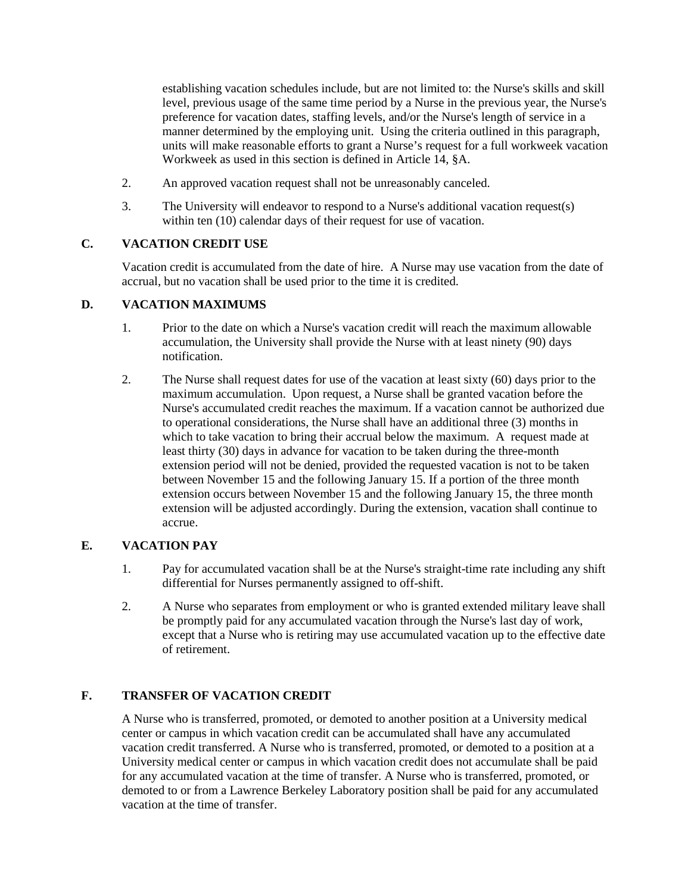establishing vacation schedules include, but are not limited to: the Nurse's skills and skill level, previous usage of the same time period by a Nurse in the previous year, the Nurse's preference for vacation dates, staffing levels, and/or the Nurse's length of service in a manner determined by the employing unit. Using the criteria outlined in this paragraph, units will make reasonable efforts to grant a Nurse's request for a full workweek vacation Workweek as used in this section is defined in Article 14, §A.

2. An approved vacation request shall not be unreasonably canceled.

3. The University will endeavor to respond to a Nurse's additional vacation request(s) within ten (10) calendar days of their request for use of vacation.

**C. VACATION CREDIT USE**

Vacation credit is accumulated from the date of hire. A Nurse may use vacation from the date of accrual, but no vacation shall be used prior to the time it is credited.

**D. VACATION MAXIMUMS**

1. Prior to the date on which a Nurse's vacation credit will reach the maximum allowable accumulation, the University shall provide the Nurse with at least ninety (90) days notification.

2. The Nurse shall request dates for use of the vacation at least sixty (60) days prior to the maximum accumulation. Upon request, a Nurse shall be granted vacation before the Nurse's accumulated credit reaches the maximum. If a vacation cannot be authorized due to operational considerations, the Nurse shall have an additional three (3) months in which to take vacation to bring their accrual below the maximum. A request made at least thirty (30) days in advance for vacation to be taken during the three-month extension period will not be denied, provided the requested vacation is not to be taken between November 15 and the following January 15. If a portion of the three month extension occurs between November 15 and the following January 15, the three month extension will be adjusted accordingly. During the extension, vacation shall continue to accrue.

**E. VACATION PAY**

1. Pay for accumulated vacation shall be at the Nurse's straight-time rate including any shift differential for Nurses permanently assigned to off-shift.

2. A Nurse who separates from employment or who is granted extended military leave shall be promptly paid for any accumulated vacation through the Nurse's last day of work, except that a Nurse who is retiring may use accumulated vacation up to the effective date of retirement.

**F. TRANSFER OF VACATION CREDIT**

A Nurse who is transferred, promoted, or demoted to another position at a University medical center or campus in which vacation credit can be accumulated shall have any accumulated vacation credit transferred. A Nurse who is transferred, promoted, or demoted to a position at a University medical center or campus in which vacation credit does not accumulate shall be paid for any accumulated vacation at the time of transfer. A Nurse who is transferred, promoted, or demoted to or from a Lawrence Berkeley Laboratory position shall be paid for any accumulated vacation at the time of transfer.